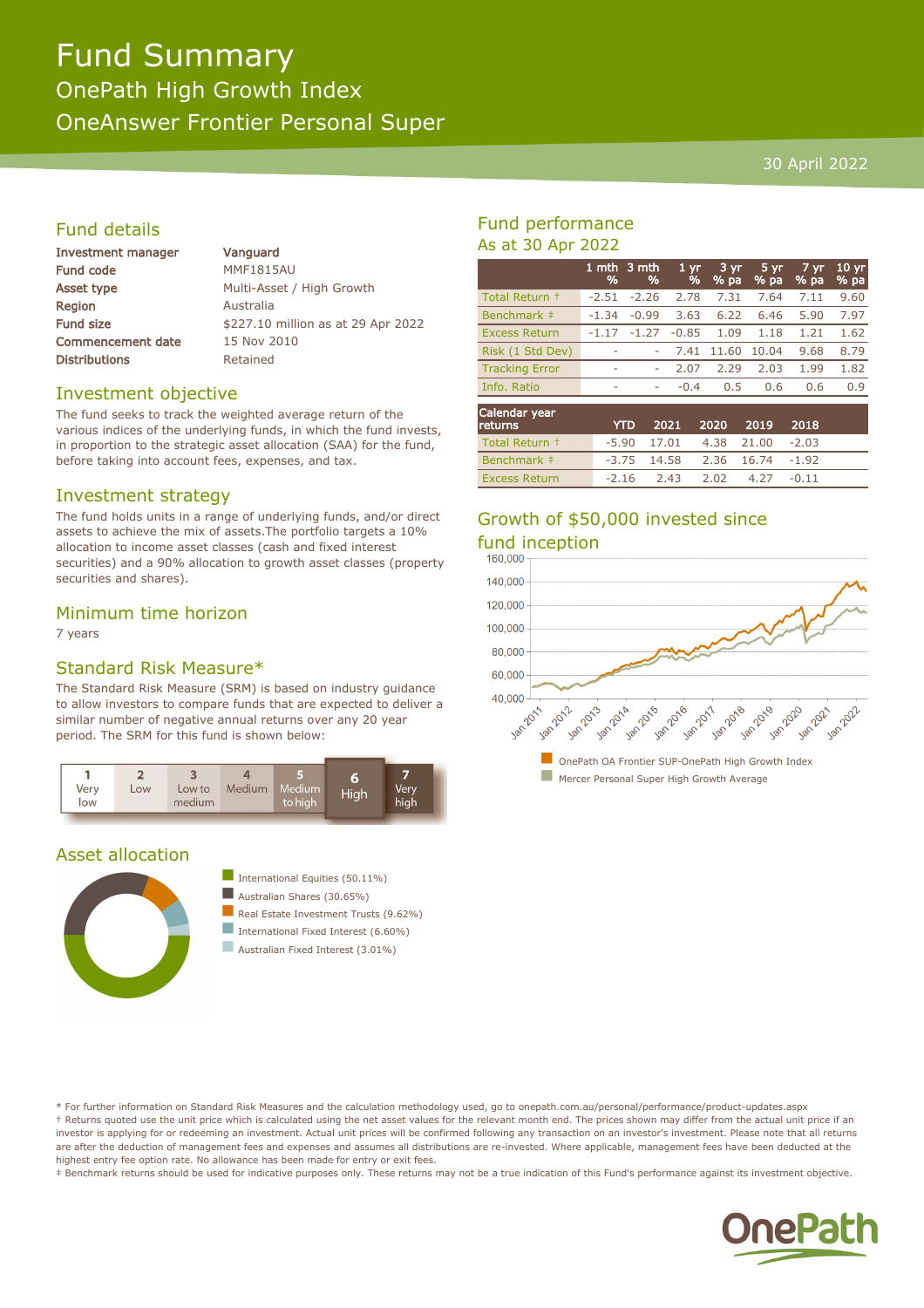# Fund Summary

## OnePath High Growth Index

## OneAnswer Frontier Personal Super

30 April 2022

## Fund details

| | |
|---|---|
| Investment manager | Vanguard |
| Fund code | MMF1815AU |
| Asset type | Multi-Asset / High Growth |
| Region | Australia |
| Fund size | $227.10 million as at 29 Apr 2022 |
| Commencement date | 15 Nov 2010 |
| Distributions | Retained |

## Investment objective

The fund seeks to track the weighted average return of the various indices of the underlying funds, in which the fund invests, in proportion to the strategic asset allocation (SAA) for the fund, before taking into account fees, expenses, and tax.

## Investment strategy

The fund holds units in a range of underlying funds, and/or direct assets to achieve the mix of assets.The portfolio targets a 10% allocation to income asset classes (cash and fixed interest securities) and a 90% allocation to growth asset classes (property securities and shares).

## Minimum time horizon

7 years

## Standard Risk Measure*

The Standard Risk Measure (SRM) is based on industry guidance to allow investors to compare funds that are expected to deliver a similar number of negative annual returns over any 20 year period. The SRM for this fund is shown below:

| 1 Very low | 2 Low | 3 Low to medium | 4 Medium | 5 Medium to high | **6 High** | 7 Very high |
|---|---|---|---|---|---|---|

## Asset allocation

- International Equities (50.11%)
- Australian Shares (30.65%)
- Real Estate Investment Trusts (9.62%)
- International Fixed Interest (6.60%)
- Australian Fixed Interest (3.01%)

## Fund performance

### As at 30 Apr 2022

| | 1 mth % | 3 mth % | 1 yr % | 3 yr % pa | 5 yr % pa | 7 yr % pa | 10 yr % pa |
|---|---|---|---|---|---|---|---|
| Total Return † | -2.51 | -2.26 | 2.78 | 7.31 | 7.64 | 7.11 | 9.60 |
| Benchmark ‡ | -1.34 | -0.99 | 3.63 | 6.22 | 6.46 | 5.90 | 7.97 |
| Excess Return | -1.17 | -1.27 | -0.85 | 1.09 | 1.18 | 1.21 | 1.62 |
| Risk (1 Std Dev) | - | - | 7.41 | 11.60 | 10.04 | 9.68 | 8.79 |
| Tracking Error | - | - | 2.07 | 2.29 | 2.03 | 1.99 | 1.82 |
| Info. Ratio | - | - | -0.4 | 0.5 | 0.6 | 0.6 | 0.9 |

| Calendar year returns | YTD | 2021 | 2020 | 2019 | 2018 |
|---|---|---|---|---|---|
| Total Return † | -5.90 | 17.01 | 4.38 | 21.00 | -2.03 |
| Benchmark ‡ | -3.75 | 14.58 | 2.36 | 16.74 | -1.92 |
| Excess Return | -2.16 | 2.43 | 2.02 | 4.27 | -0.11 |

## Growth of $50,000 invested since fund inception

- OnePath OA Frontier SUP-OnePath High Growth Index
- Mercer Personal Super High Growth Average

\* For further information on Standard Risk Measures and the calculation methodology used, go to onepath.com.au/personal/performance/product-updates.aspx

† Returns quoted use the unit price which is calculated using the net asset values for the relevant month end. The prices shown may differ from the actual unit price if an investor is applying for or redeeming an investment. Actual unit prices will be confirmed following any transaction on an investor's investment. Please note that all returns are after the deduction of management fees and expenses and assumes all distributions are re-invested. Where applicable, management fees have been deducted at the highest entry fee option rate. No allowance has been made for entry or exit fees.

‡ Benchmark returns should be used for indicative purposes only. These returns may not be a true indication of this Fund's performance against its investment objective.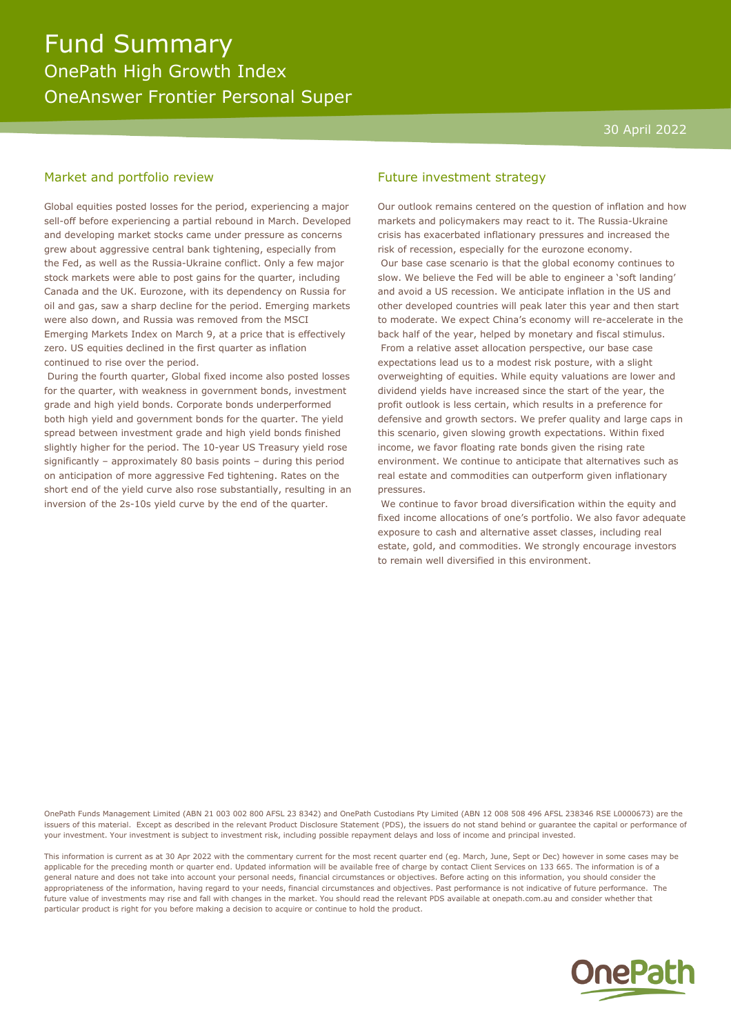# Fund Summary

## OnePath High Growth Index

## OneAnswer Frontier Personal Super

30 April 2022

### Market and portfolio review

Global equities posted losses for the period, experiencing a major sell-off before experiencing a partial rebound in March. Developed and developing market stocks came under pressure as concerns grew about aggressive central bank tightening, especially from the Fed, as well as the Russia-Ukraine conflict. Only a few major stock markets were able to post gains for the quarter, including Canada and the UK. Eurozone, with its dependency on Russia for oil and gas, saw a sharp decline for the period. Emerging markets were also down, and Russia was removed from the MSCI Emerging Markets Index on March 9, at a price that is effectively zero. US equities declined in the first quarter as inflation continued to rise over the period.

During the fourth quarter, Global fixed income also posted losses for the quarter, with weakness in government bonds, investment grade and high yield bonds. Corporate bonds underperformed both high yield and government bonds for the quarter. The yield spread between investment grade and high yield bonds finished slightly higher for the period. The 10-year US Treasury yield rose significantly – approximately 80 basis points – during this period on anticipation of more aggressive Fed tightening. Rates on the short end of the yield curve also rose substantially, resulting in an inversion of the 2s-10s yield curve by the end of the quarter.

### Future investment strategy

Our outlook remains centered on the question of inflation and how markets and policymakers may react to it. The Russia-Ukraine crisis has exacerbated inflationary pressures and increased the risk of recession, especially for the eurozone economy.

Our base case scenario is that the global economy continues to slow. We believe the Fed will be able to engineer a 'soft landing' and avoid a US recession. We anticipate inflation in the US and other developed countries will peak later this year and then start to moderate. We expect China's economy will re-accelerate in the back half of the year, helped by monetary and fiscal stimulus.

From a relative asset allocation perspective, our base case expectations lead us to a modest risk posture, with a slight overweighting of equities. While equity valuations are lower and dividend yields have increased since the start of the year, the profit outlook is less certain, which results in a preference for defensive and growth sectors. We prefer quality and large caps in this scenario, given slowing growth expectations. Within fixed income, we favor floating rate bonds given the rising rate environment. We continue to anticipate that alternatives such as real estate and commodities can outperform given inflationary pressures.

We continue to favor broad diversification within the equity and fixed income allocations of one's portfolio. We also favor adequate exposure to cash and alternative asset classes, including real estate, gold, and commodities. We strongly encourage investors to remain well diversified in this environment.

OnePath Funds Management Limited (ABN 21 003 002 800 AFSL 23 8342) and OnePath Custodians Pty Limited (ABN 12 008 508 496 AFSL 238346 RSE L0000673) are the issuers of this material. Except as described in the relevant Product Disclosure Statement (PDS), the issuers do not stand behind or guarantee the capital or performance of your investment. Your investment is subject to investment risk, including possible repayment delays and loss of income and principal invested.

This information is current as at 30 Apr 2022 with the commentary current for the most recent quarter end (eg. March, June, Sept or Dec) however in some cases may be applicable for the preceding month or quarter end. Updated information will be available free of charge by contact Client Services on 133 665. The information is of a general nature and does not take into account your personal needs, financial circumstances or objectives. Before acting on this information, you should consider the appropriateness of the information, having regard to your needs, financial circumstances and objectives. Past performance is not indicative of future performance. The future value of investments may rise and fall with changes in the market. You should read the relevant PDS available at onepath.com.au and consider whether that particular product is right for you before making a decision to acquire or continue to hold the product.

OnePath